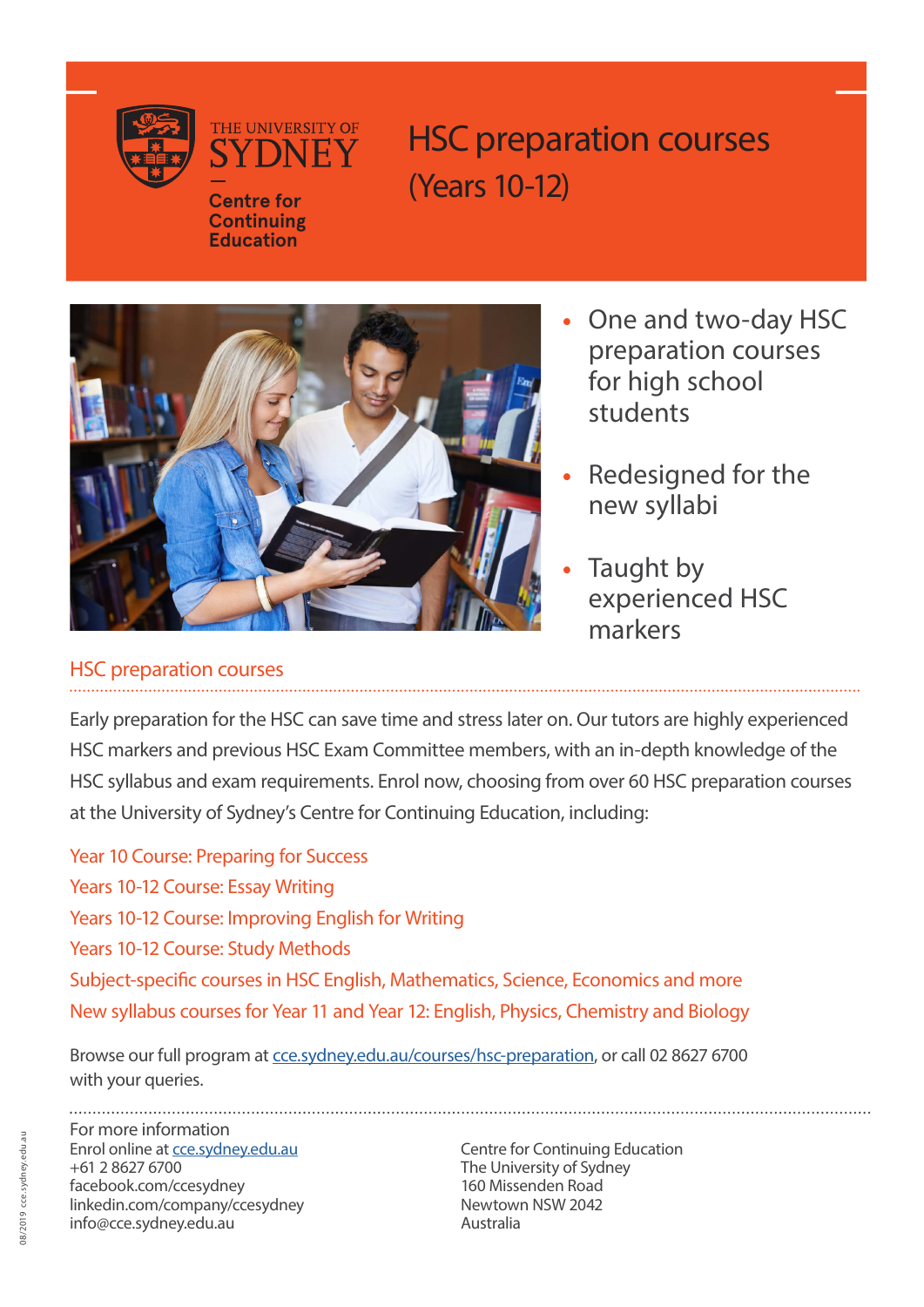THE UNIVERSITY OF SYDNEY

Centre for Continuing Education

# HSC preparation courses (Years 10-12)

- One and two-day HSC preparation courses for high school students
- Redesigned for the new syllabi
- Taught by experienced HSC markers

## HSC preparation courses

Early preparation for the HSC can save time and stress later on. Our tutors are highly experienced HSC markers and previous HSC Exam Committee members, with an in-depth knowledge of the HSC syllabus and exam requirements. Enrol now, choosing from over 60 HSC preparation courses at the University of Sydney's Centre for Continuing Education, including:

Year 10 Course: Preparing for Success
Years 10-12 Course: Essay Writing
Years 10-12 Course: Improving English for Writing
Years 10-12 Course: Study Methods
Subject-specific courses in HSC English, Mathematics, Science, Economics and more
New syllabus courses for Year 11 and Year 12: English, Physics, Chemistry and Biology

Browse our full program at cce.sydney.edu.au/courses/hsc-preparation, or call 02 8627 6700 with your queries.

For more information
Enrol online at cce.sydney.edu.au
+61 2 8627 6700
facebook.com/ccesydney
linkedin.com/company/ccesydney
info@cce.sydney.edu.au

Centre for Continuing Education
The University of Sydney
160 Missenden Road
Newtown NSW 2042
Australia

08/2019 cce.sydney.edu.au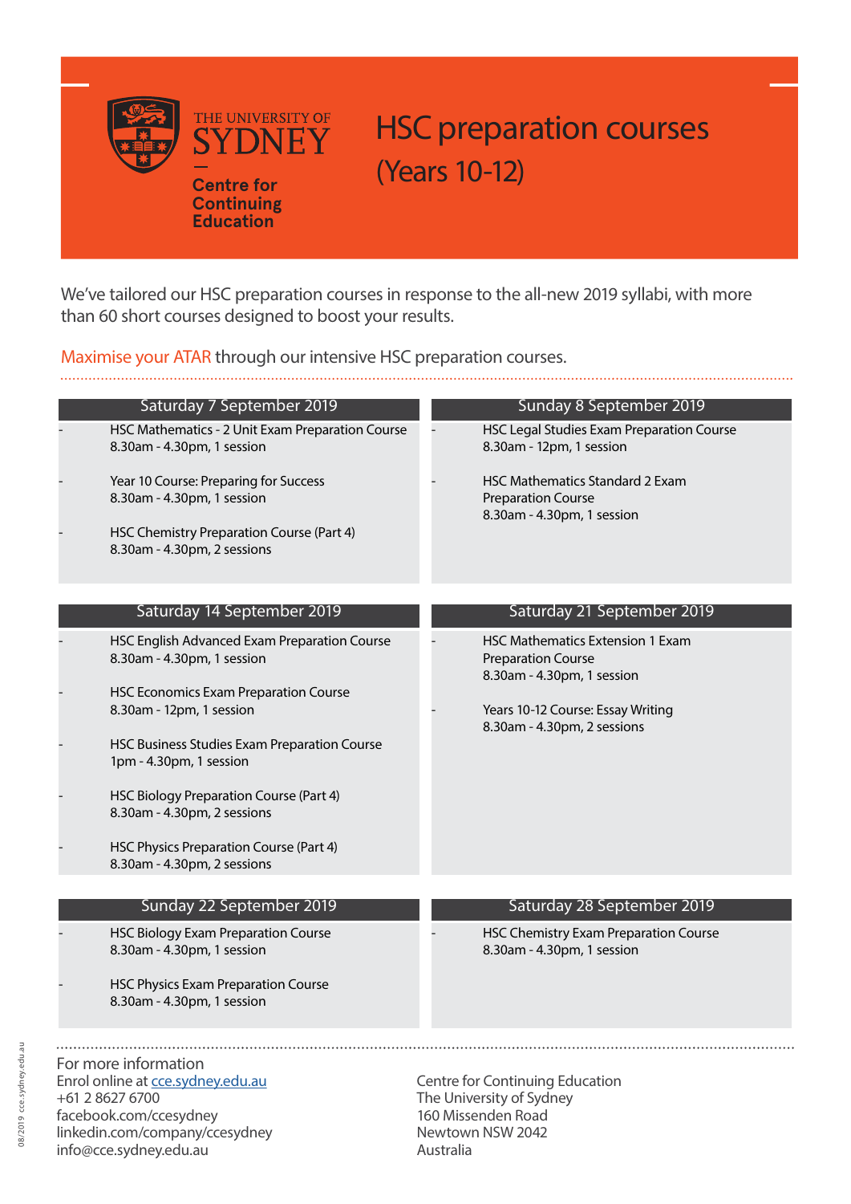THE UNIVERSITY OF SYDNEY

Centre for Continuing Education

# HSC preparation courses (Years 10-12)

We've tailored our HSC preparation courses in response to the all-new 2019 syllabi, with more than 60 short courses designed to boost your results.

Maximise your ATAR through our intensive HSC preparation courses.

## Saturday 7 September 2019

- HSC Mathematics - 2 Unit Exam Preparation Course
  8.30am - 4.30pm, 1 session
- Year 10 Course: Preparing for Success
  8.30am - 4.30pm, 1 session
- HSC Chemistry Preparation Course (Part 4)
  8.30am - 4.30pm, 2 sessions

## Sunday 8 September 2019

- HSC Legal Studies Exam Preparation Course
  8.30am - 12pm, 1 session
- HSC Mathematics Standard 2 Exam Preparation Course
  8.30am - 4.30pm, 1 session

## Saturday 14 September 2019

- HSC English Advanced Exam Preparation Course
  8.30am - 4.30pm, 1 session
- HSC Economics Exam Preparation Course
  8.30am - 12pm, 1 session
- HSC Business Studies Exam Preparation Course
  1pm - 4.30pm, 1 session
- HSC Biology Preparation Course (Part 4)
  8.30am - 4.30pm, 2 sessions
- HSC Physics Preparation Course (Part 4)
  8.30am - 4.30pm, 2 sessions

## Saturday 21 September 2019

- HSC Mathematics Extension 1 Exam Preparation Course
  8.30am - 4.30pm, 1 session
- Years 10-12 Course: Essay Writing
  8.30am - 4.30pm, 2 sessions

## Sunday 22 September 2019

- HSC Biology Exam Preparation Course
  8.30am - 4.30pm, 1 session
- HSC Physics Exam Preparation Course
  8.30am - 4.30pm, 1 session

## Saturday 28 September 2019

- HSC Chemistry Exam Preparation Course
  8.30am - 4.30pm, 1 session

For more information
Enrol online at cce.sydney.edu.au
+61 2 8627 6700
facebook.com/ccesydney
linkedin.com/company/ccesydney
info@cce.sydney.edu.au

Centre for Continuing Education
The University of Sydney
160 Missenden Road
Newtown NSW 2042
Australia

08/2019 cce.sydney.edu.au